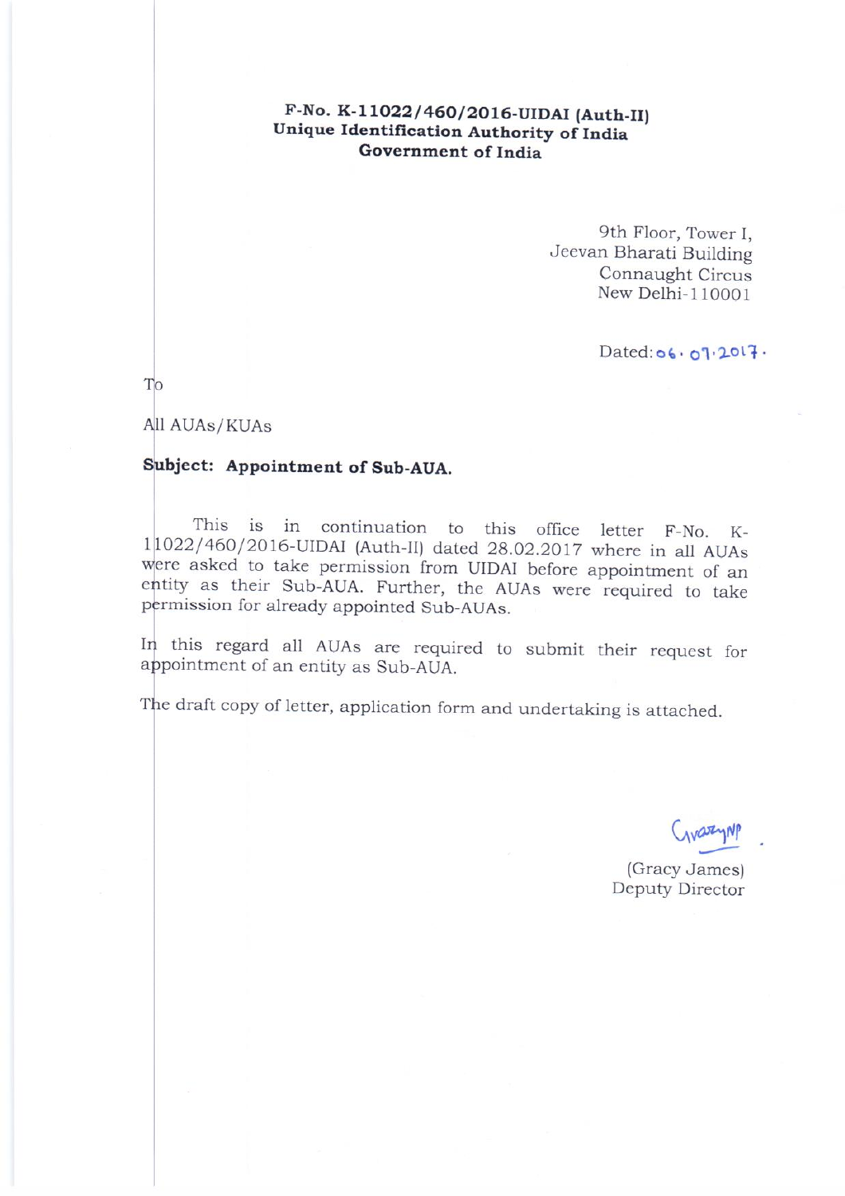**F-No. K-11022/460/2016-UIDAI (Auth-II)**
**Unique Identification Authority of India**
**Government of India**

9th Floor, Tower I,
Jeevan Bharati Building
Connaught Circus
New Delhi-110001

Dated: 06.07.2017.

To

All AUAs/KUAs

**Subject: Appointment of Sub-AUA.**

This is in continuation to this office letter F-No. K-11022/460/2016-UIDAI (Auth-II) dated 28.02.2017 where in all AUAs were asked to take permission from UIDAI before appointment of an entity as their Sub-AUA. Further, the AUAs were required to take permission for already appointed Sub-AUAs.

In this regard all AUAs are required to submit their request for appointment of an entity as Sub-AUA.

The draft copy of letter, application form and undertaking is attached.

(Gracy James)
Deputy Director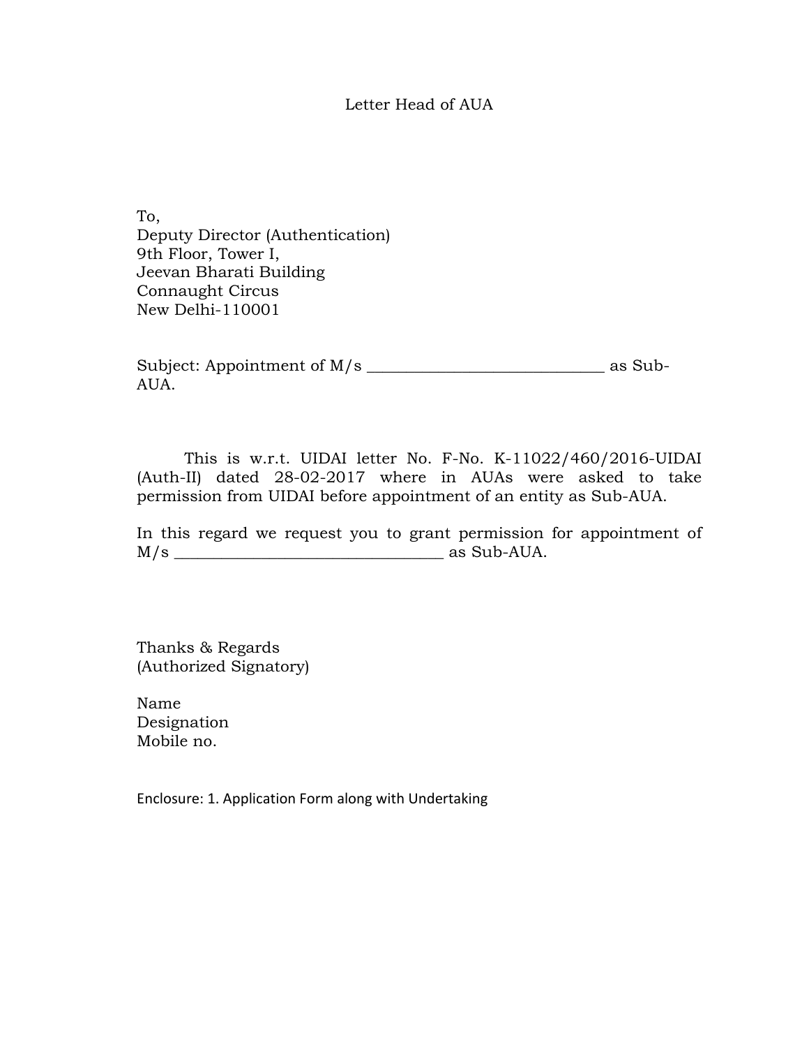Letter Head of AUA

To,
Deputy Director (Authentication)
9th Floor, Tower I,
Jeevan Bharati Building
Connaught Circus
New Delhi-110001

Subject: Appointment of M/s ______________________________ as Sub-AUA.

This is w.r.t. UIDAI letter No. F-No. K-11022/460/2016-UIDAI (Auth-II) dated 28-02-2017 where in AUAs were asked to take permission from UIDAI before appointment of an entity as Sub-AUA.

In this regard we request you to grant permission for appointment of M/s __________________________________ as Sub-AUA.

Thanks & Regards
(Authorized Signatory)

Name
Designation
Mobile no.

Enclosure: 1. Application Form along with Undertaking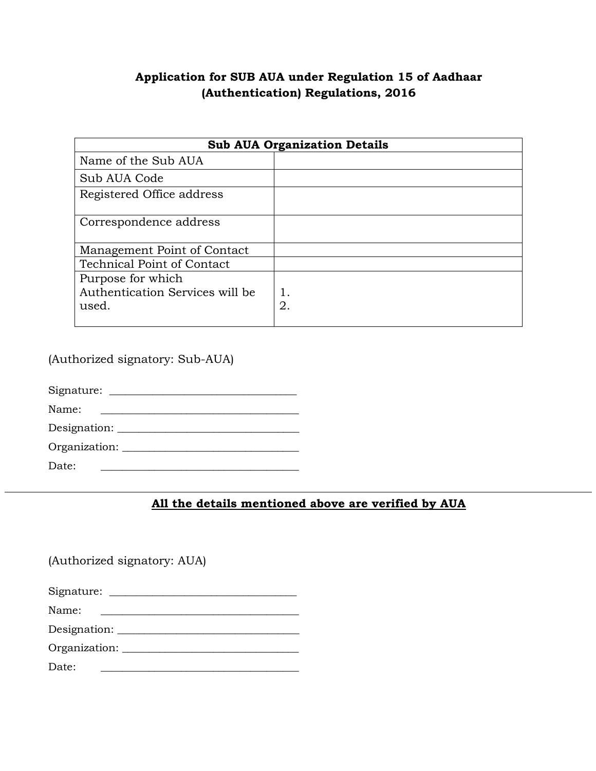## Application for SUB AUA under Regulation 15 of Aadhaar (Authentication) Regulations, 2016

| Sub AUA Organization Details | |
|---|---|
| Name of the Sub AUA | |
| Sub AUA Code | |
| Registered Office address | |
| Correspondence address | |
| Management Point of Contact | |
| Technical Point of Contact | |
| Purpose for which Authentication Services will be used. | 1.<br>2. |

(Authorized signatory: Sub-AUA)

Signature: ________________________________

Name: ___________________________________

Designation: ______________________________

Organization: _____________________________

Date: ___________________________________

---

**<u>All the details mentioned above are verified by AUA</u>**

(Authorized signatory: AUA)

Signature: ________________________________

Name: ___________________________________

Designation: ______________________________

Organization: _____________________________

Date: ___________________________________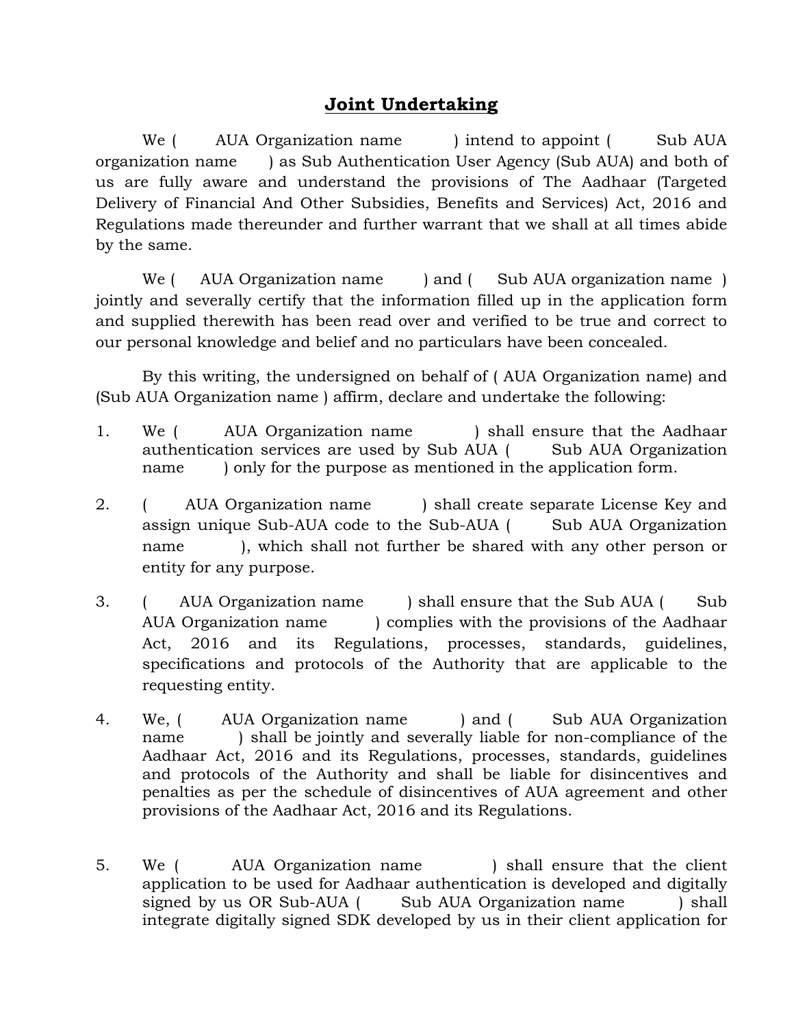# Joint Undertaking

We ( AUA Organization name ) intend to appoint ( Sub AUA organization name ) as Sub Authentication User Agency (Sub AUA) and both of us are fully aware and understand the provisions of The Aadhaar (Targeted Delivery of Financial And Other Subsidies, Benefits and Services) Act, 2016 and Regulations made thereunder and further warrant that we shall at all times abide by the same.

We ( AUA Organization name ) and ( Sub AUA organization name ) jointly and severally certify that the information filled up in the application form and supplied therewith has been read over and verified to be true and correct to our personal knowledge and belief and no particulars have been concealed.

By this writing, the undersigned on behalf of ( AUA Organization name) and (Sub AUA Organization name ) affirm, declare and undertake the following:

1. We ( AUA Organization name ) shall ensure that the Aadhaar authentication services are used by Sub AUA ( Sub AUA Organization name ) only for the purpose as mentioned in the application form.

2. ( AUA Organization name ) shall create separate License Key and assign unique Sub-AUA code to the Sub-AUA ( Sub AUA Organization name ), which shall not further be shared with any other person or entity for any purpose.

3. ( AUA Organization name ) shall ensure that the Sub AUA ( Sub AUA Organization name ) complies with the provisions of the Aadhaar Act, 2016 and its Regulations, processes, standards, guidelines, specifications and protocols of the Authority that are applicable to the requesting entity.

4. We, ( AUA Organization name ) and ( Sub AUA Organization name ) shall be jointly and severally liable for non-compliance of the Aadhaar Act, 2016 and its Regulations, processes, standards, guidelines and protocols of the Authority and shall be liable for disincentives and penalties as per the schedule of disincentives of AUA agreement and other provisions of the Aadhaar Act, 2016 and its Regulations.

5. We ( AUA Organization name ) shall ensure that the client application to be used for Aadhaar authentication is developed and digitally signed by us OR Sub-AUA ( Sub AUA Organization name ) shall integrate digitally signed SDK developed by us in their client application for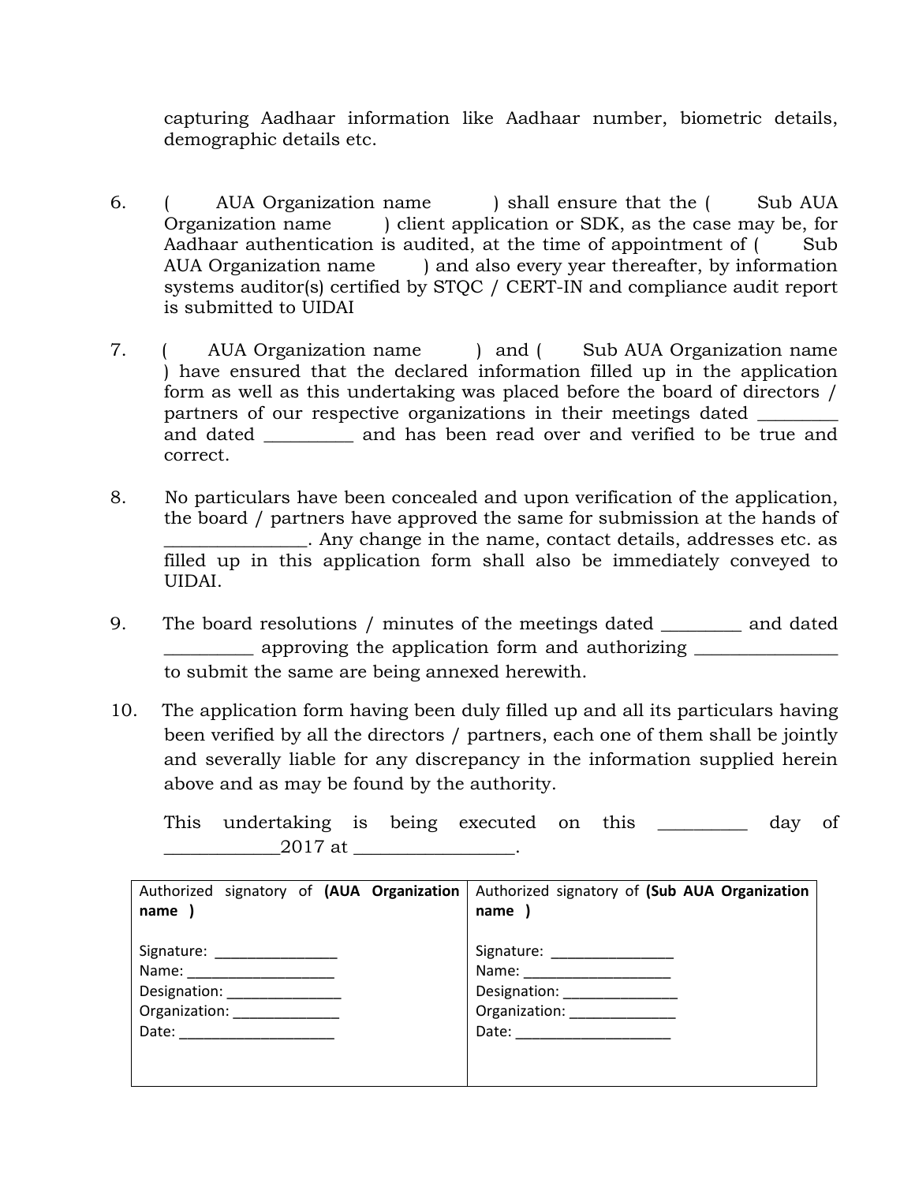capturing Aadhaar information like Aadhaar number, biometric details, demographic details etc.

6. ( AUA Organization name ) shall ensure that the ( Sub AUA Organization name ) client application or SDK, as the case may be, for Aadhaar authentication is audited, at the time of appointment of ( Sub AUA Organization name ) and also every year thereafter, by information systems auditor(s) certified by STQC / CERT-IN and compliance audit report is submitted to UIDAI

7. ( AUA Organization name ) and ( Sub AUA Organization name ) have ensured that the declared information filled up in the application form as well as this undertaking was placed before the board of directors / partners of our respective organizations in their meetings dated ________ and dated _________ and has been read over and verified to be true and correct.

8. No particulars have been concealed and upon verification of the application, the board / partners have approved the same for submission at the hands of _______________. Any change in the name, contact details, addresses etc. as filled up in this application form shall also be immediately conveyed to UIDAI.

9. The board resolutions / minutes of the meetings dated ________ and dated _________ approving the application form and authorizing _______________ to submit the same are being annexed herewith.

10. The application form having been duly filled up and all its particulars having been verified by all the directors / partners, each one of them shall be jointly and severally liable for any discrepancy in the information supplied herein above and as may be found by the authority.

This undertaking is being executed on this _________ day of ____________2017 at _________________.

| | |
|---|---|
| Authorized signatory of **(AUA Organization name )**<br><br>Signature: _______________<br>Name: _________________<br>Designation: ______________<br>Organization: _____________<br>Date: ___________________ | Authorized signatory of **(Sub AUA Organization name )**<br><br>Signature: _______________<br>Name: _________________<br>Designation: ______________<br>Organization: _____________<br>Date: ___________________ |